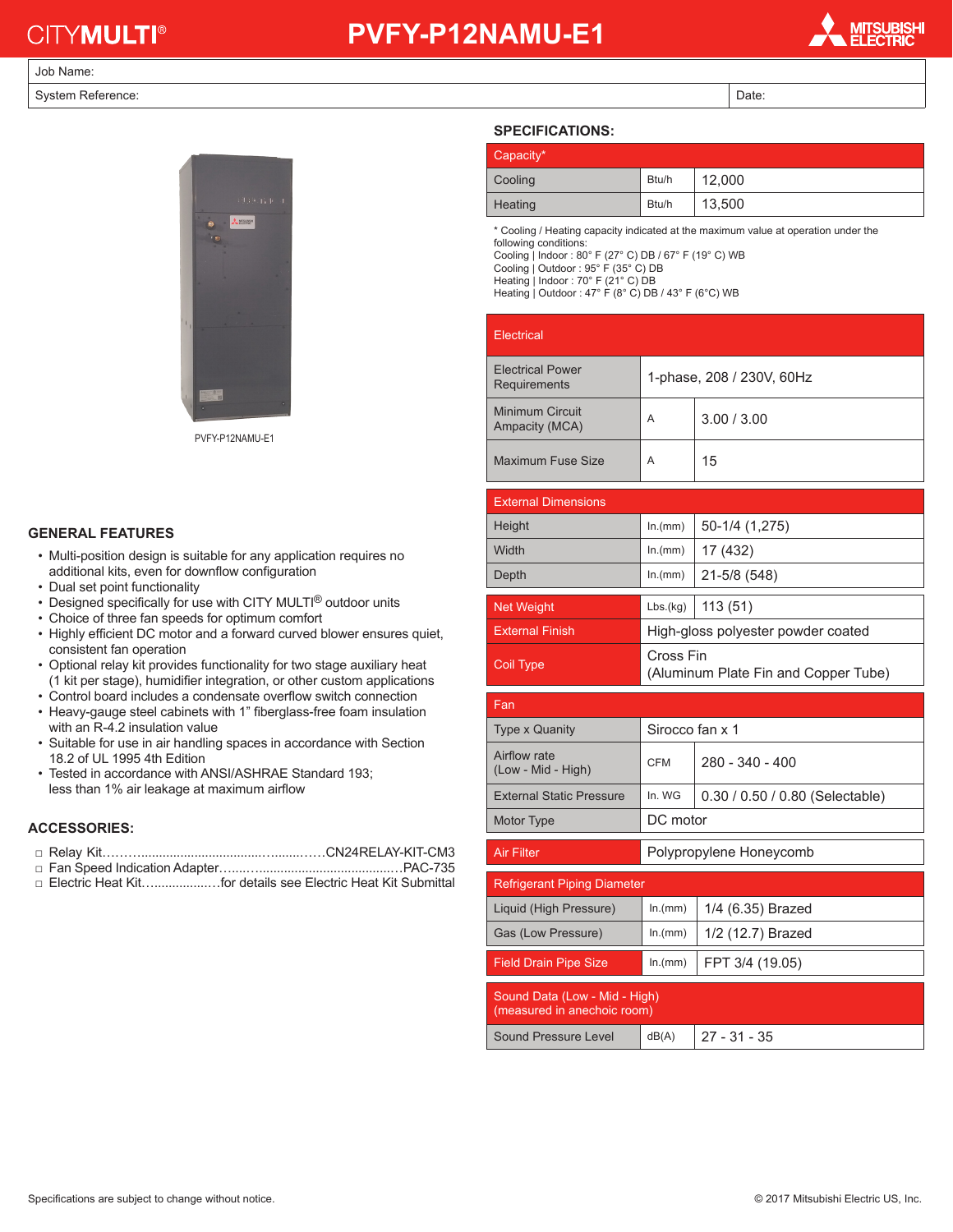# CITYMULTI® PVFY-P12NAMU-E1

| Job Name: | |
|---|---|
| System Reference: | Date: |

PVFY-P12NAMU-E1

## SPECIFICATIONS:

| Capacity* | | |
|---|---|---|
| Cooling | Btu/h | 12,000 |
| Heating | Btu/h | 13,500 |

\* Cooling / Heating capacity indicated at the maximum value at operation under the following conditions:
Cooling | Indoor : 80° F (27° C) DB / 67° F (19° C) WB
Cooling | Outdoor : 95° F (35° C) DB
Heating | Indoor : 70° F (21° C) DB
Heating | Outdoor : 47° F (8° C) DB / 43° F (6°C) WB

| Electrical | | |
|---|---|---|
| Electrical Power Requirements | 1-phase, 208 / 230V, 60Hz | |
| Minimum Circuit Ampacity (MCA) | A | 3.00 / 3.00 |
| Maximum Fuse Size | A | 15 |

| External Dimensions | | |
|---|---|---|
| Height | In.(mm) | 50-1/4 (1,275) |
| Width | In.(mm) | 17 (432) |
| Depth | In.(mm) | 21-5/8 (548) |

| | | |
|---|---|---|
| Net Weight | Lbs.(kg) | 113 (51) |
| External Finish | High-gloss polyester powder coated | |
| Coil Type | Cross Fin (Aluminum Plate Fin and Copper Tube) | |

| Fan | | |
|---|---|---|
| Type x Quanity | Sirocco fan x 1 | |
| Airflow rate (Low - Mid - High) | CFM | 280 - 340 - 400 |
| External Static Pressure | In. WG | 0.30 / 0.50 / 0.80 (Selectable) |
| Motor Type | DC motor | |

| | |
|---|---|
| Air Filter | Polypropylene Honeycomb |

| Refrigerant Piping Diameter | | |
|---|---|---|
| Liquid (High Pressure) | In.(mm) | 1/4 (6.35) Brazed |
| Gas (Low Pressure) | In.(mm) | 1/2 (12.7) Brazed |

| | | |
|---|---|---|
| Field Drain Pipe Size | In.(mm) | FPT 3/4 (19.05) |

| Sound Data (Low - Mid - High) (measured in anechoic room) | | |
|---|---|---|
| Sound Pressure Level | dB(A) | 27 - 31 - 35 |

## GENERAL FEATURES

- Multi-position design is suitable for any application requires no additional kits, even for downflow configuration
- Dual set point functionality
- Designed specifically for use with CITY MULTI® outdoor units
- Choice of three fan speeds for optimum comfort
- Highly efficient DC motor and a forward curved blower ensures quiet, consistent fan operation
- Optional relay kit provides functionality for two stage auxiliary heat (1 kit per stage), humidifier integration, or other custom applications
- Control board includes a condensate overflow switch connection
- Heavy-gauge steel cabinets with 1" fiberglass-free foam insulation with an R-4.2 insulation value
- Suitable for use in air handling spaces in accordance with Section 18.2 of UL 1995 4th Edition
- Tested in accordance with ANSI/ASHRAE Standard 193; less than 1% air leakage at maximum airflow

## ACCESSORIES:

- ☐ Relay Kit……..................................…........…..CN24RELAY-KIT-CM3
- ☐ Fan Speed Indication Adapter…....…......................................…PAC-735
- ☐ Electric Heat Kit…...................…for details see Electric Heat Kit Submittal

Specifications are subject to change without notice.

© 2017 Mitsubishi Electric US, Inc.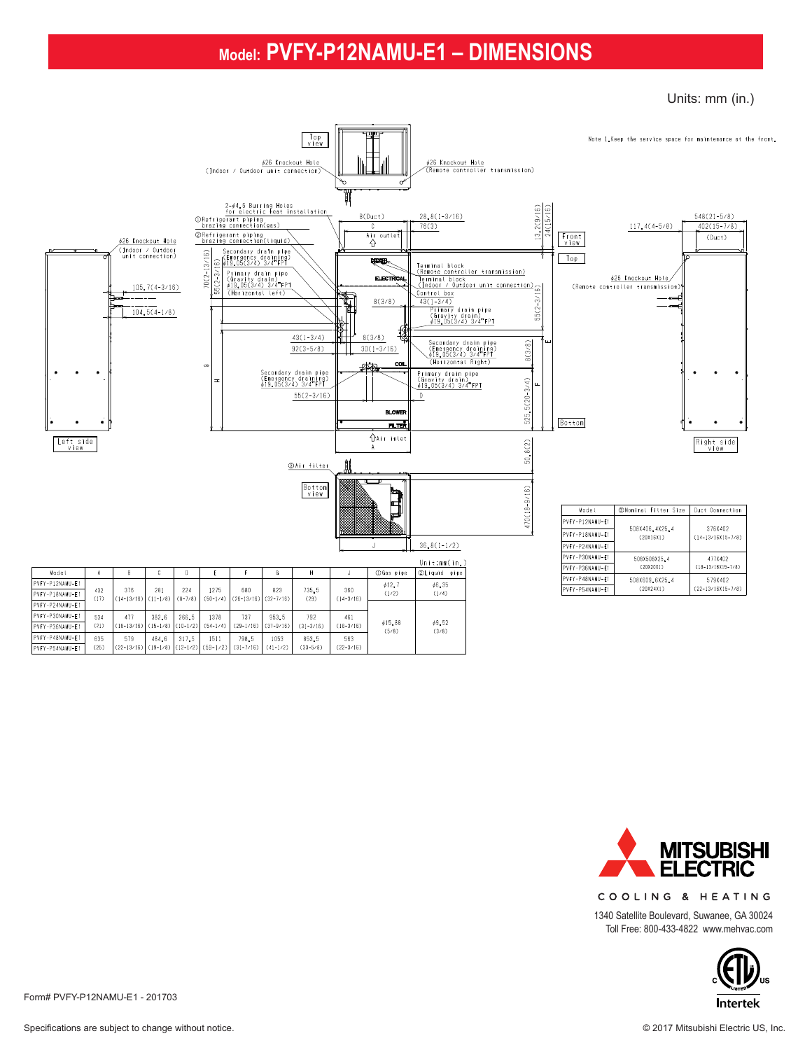# Model: PVFY-P12NAMU-E1 – DIMENSIONS

Units: mm (in.)

Note 1.Keep the service space for maintenance at the front.

Top view

φ26 Knockout Hole (Indoor / Outdoor unit connection)

φ26 Knockout Hole (Remote controller transmission)

2-φ4.6 Burring Holes for electric heat installation

① Refrigerant piping brazing connection(gas)

② Refrigerant piping brazing connection(Liquid)

φ26 Knockout Hole (Indoor / Outdoor unit connection)

Secondary drain pipe (Emergency draining) φ19.05(3/4) 3/4"FPT

Primary drain pipe (Gravity drain) φ19.05(3/4) 3/4"FPT (Horizontal Left)

105.7(4-3/16)

104.5(4-1/8)

B(Duct)

C

28.8(1-3/16)

76(3)

Air outlet

13.2(9/16)

24(15/16)

70(2-13/16)

55(2-3/16)

ELECTRICAL

Terminal block (Remote controller transmission)

Terminal block (Indoor / Outdoor unit connection)

Control box

8(3/8)

43(1-3/4)

Primary drain pipe (Gravity drain) φ19.05(3/4) 3/4"FPT

55(2-3/16)

43(1-3/4)

92(3-5/8)

8(3/8)

30(1-3/16)

Secondary drain pipe (Emergency draining) φ19.05(3/4) 3/4"FPT (Horizontal Right)

8(3/8)

E

G

H

COIL

Secondary drain pipe (Emergency draining) φ19.05(3/4) 3/4"FPT

Primary drain pipe (Gravity drain) φ19.05(3/4) 3/4"FPT

55(2-3/16)

D

F

525.5(20-3/4)

BLOWER

FILTER

Air inlet

A

50.8(2)

Left side view

③ Air filter

Bottom view

470(18-9/16)

J

36.8(1-1/2)

Front view

Top

Bottom

548(21-5/8)

117.4(4-5/8)

402(15-7/8)

(Duct)

φ26 Knockout Hole (Remote controller transmission)

Right side view

Unit:mm(in.)

| Model | A | B | C | D | E | F | G | H | J | ① Gas pipe | ② Liquid pipe |
|---|---|---|---|---|---|---|---|---|---|---|---|
| PVFY-P12NAMU-E1 | 432 (17) | 376 (14-13/16) | 281 (11-1/8) | 224 (8-7/8) | 1275 (50-1/4) | 680 (26-13/16) | 823 (32-7/16) | 735.5 (29) | 360 (14-3/16) | φ12.7 (1/2) | φ6.35 (1/4) |
| PVFY-P18NAMU-E1 | | | | | | | | | | | |
| PVFY-P24NAMU-E1 | | | | | | | | | | φ15.88 (5/8) | φ9.52 (3/8) |
| PVFY-P30NAMU-E1 | 534 (21) | 477 (18-13/16) | 382.6 (15-1/8) | 266.5 (10-1/2) | 1378 (54-1/4) | 737 (29-1/16) | 953.5 (37-9/16) | 792 (31-3/16) | 461 (18-3/16) | | |
| PVFY-P36NAMU-E1 | | | | | | | | | | | |
| PVFY-P48NAMU-E1 | 635 (25) | 579 (22-13/16) | 484.6 (19-1/8) | 317.5 (12-1/2) | 1511 (59-1/2) | 798.5 (31-7/16) | 1053 (41-1/2) | 853.5 (33-5/8) | 563 (22-3/16) | | |
| PVFY-P54NAMU-E1 | | | | | | | | | | | |

| Model | ③ Nominal Filter Size | Duct Connection |
|---|---|---|
| PVFY-P12NAMU-E1 | 508X406.4X25.4 (20X16X1) | 376X402 (14-13/16X15-7/8) |
| PVFY-P18NAMU-E1 | | |
| PVFY-P24NAMU-E1 | | |
| PVFY-P30NAMU-E1 | 508X508X25.4 (20X20X1) | 477X402 (18-13/16X15-7/8) |
| PVFY-P36NAMU-E1 | | |
| PVFY-P48NAMU-E1 | 508X609.6X25.4 (20X24X1) | 579X402 (22-13/16X15-7/8) |
| PVFY-P54NAMU-E1 | | |

MITSUBISHI ELECTRIC

COOLING & HEATING

1340 Satellite Boulevard, Suwanee, GA 30024
Toll Free: 800-433-4822 www.mehvac.com

Intertek

Form# PVFY-P12NAMU-E1 - 201703

Specifications are subject to change without notice.

© 2017 Mitsubishi Electric US, Inc.